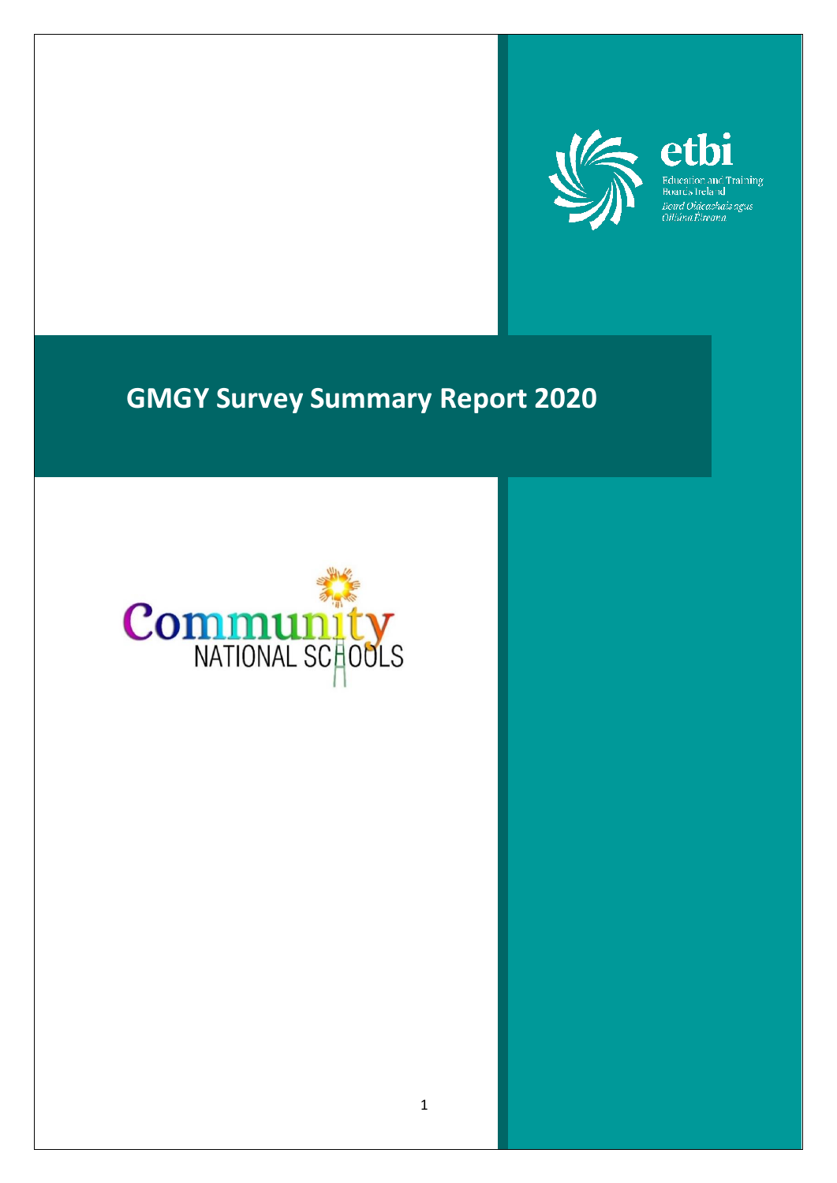etbi

Education and Training Boards Ireland

*Bord Oideachais agus Oiliúna Éireann*

# GMGY Survey Summary Report 2020

Community NATIONAL SCHOOLS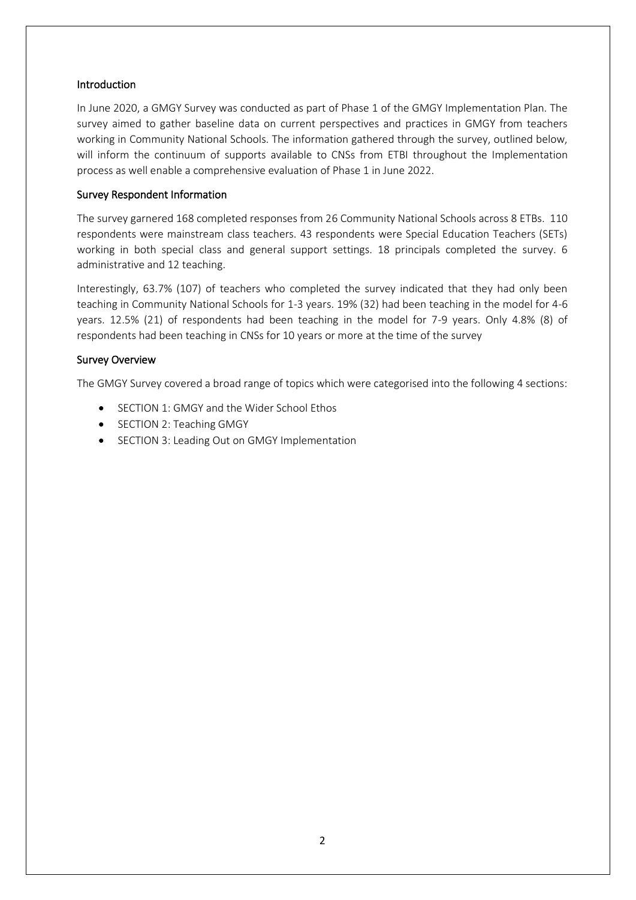## Introduction

In June 2020, a GMGY Survey was conducted as part of Phase 1 of the GMGY Implementation Plan. The survey aimed to gather baseline data on current perspectives and practices in GMGY from teachers working in Community National Schools. The information gathered through the survey, outlined below, will inform the continuum of supports available to CNSs from ETBI throughout the Implementation process as well enable a comprehensive evaluation of Phase 1 in June 2022.

## Survey Respondent Information

The survey garnered 168 completed responses from 26 Community National Schools across 8 ETBs. 110 respondents were mainstream class teachers. 43 respondents were Special Education Teachers (SETs) working in both special class and general support settings. 18 principals completed the survey. 6 administrative and 12 teaching.

Interestingly, 63.7% (107) of teachers who completed the survey indicated that they had only been teaching in Community National Schools for 1-3 years. 19% (32) had been teaching in the model for 4-6 years. 12.5% (21) of respondents had been teaching in the model for 7-9 years. Only 4.8% (8) of respondents had been teaching in CNSs for 10 years or more at the time of the survey

## Survey Overview

The GMGY Survey covered a broad range of topics which were categorised into the following 4 sections:

- SECTION 1: GMGY and the Wider School Ethos
- SECTION 2: Teaching GMGY
- SECTION 3: Leading Out on GMGY Implementation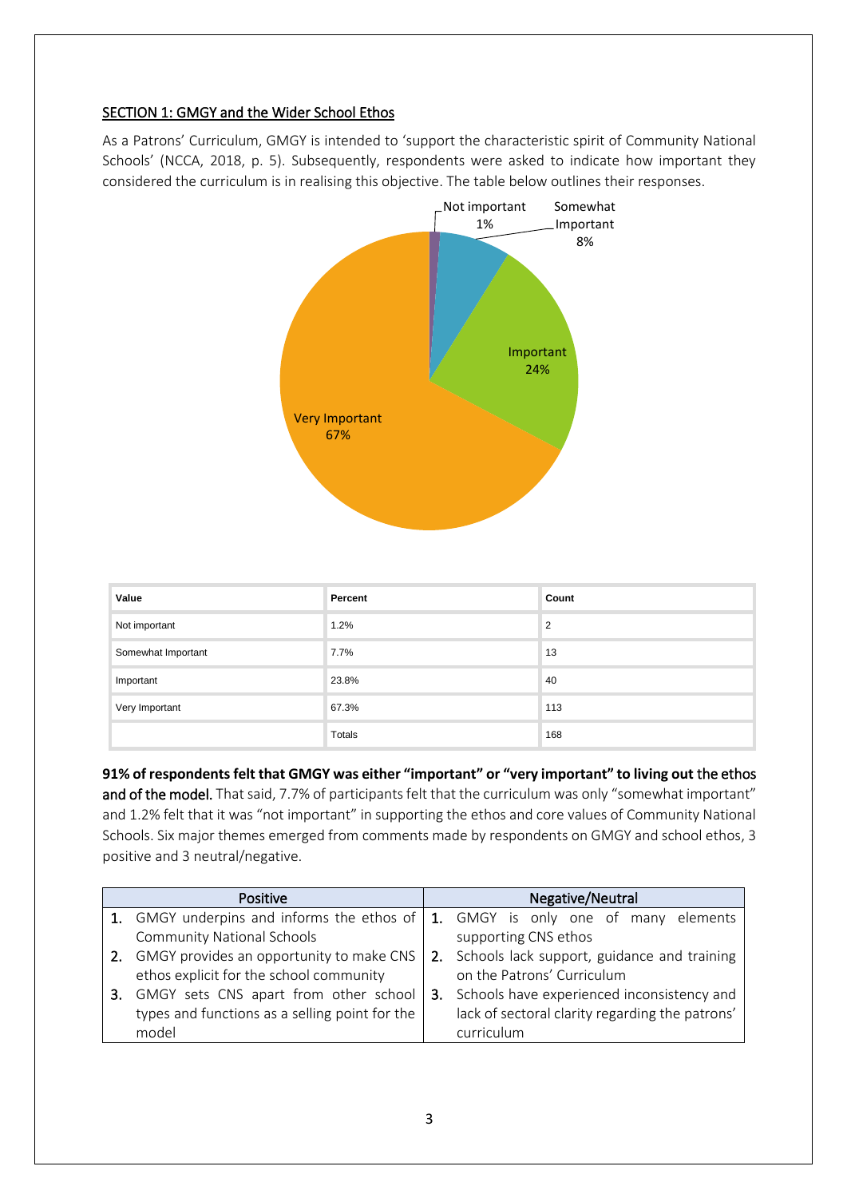## SECTION 1: GMGY and the Wider School Ethos

As a Patrons' Curriculum, GMGY is intended to 'support the characteristic spirit of Community National Schools' (NCCA, 2018, p. 5). Subsequently, respondents were asked to indicate how important they considered the curriculum is in realising this objective. The table below outlines their responses.

Not important 1%
Somewhat Important 8%
Important 24%
Very Important 67%

| Value | Percent | Count |
|---|---|---|
| Not important | 1.2% | 2 |
| Somewhat Important | 7.7% | 13 |
| Important | 23.8% | 40 |
| Very Important | 67.3% | 113 |
| | Totals | 168 |

**91% of respondents felt that GMGY was either "important" or "very important" to living out the ethos and of the model.** That said, 7.7% of participants felt that the curriculum was only "somewhat important" and 1.2% felt that it was "not important" in supporting the ethos and core values of Community National Schools. Six major themes emerged from comments made by respondents on GMGY and school ethos, 3 positive and 3 neutral/negative.

| Positive | Negative/Neutral |
|---|---|
| 1. GMGY underpins and informs the ethos of Community National Schools | 1. GMGY is only one of many elements supporting CNS ethos |
| 2. GMGY provides an opportunity to make CNS ethos explicit for the school community | 2. Schools lack support, guidance and training on the Patrons' Curriculum |
| 3. GMGY sets CNS apart from other school types and functions as a selling point for the model | 3. Schools have experienced inconsistency and lack of sectoral clarity regarding the patrons' curriculum |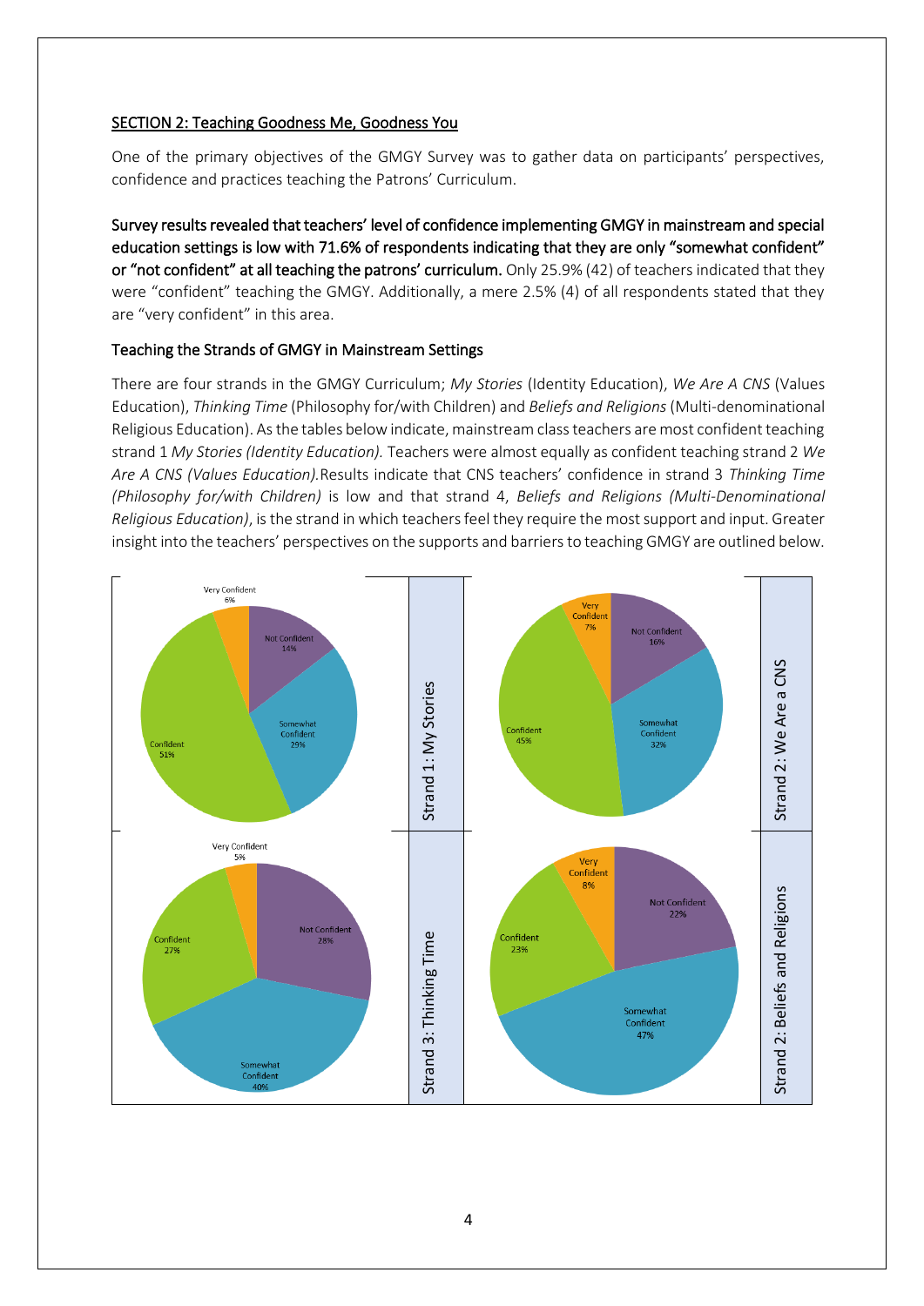## SECTION 2: Teaching Goodness Me, Goodness You

One of the primary objectives of the GMGY Survey was to gather data on participants' perspectives, confidence and practices teaching the Patrons' Curriculum.

**Survey results revealed that teachers' level of confidence implementing GMGY in mainstream and special education settings is low with 71.6% of respondents indicating that they are only "somewhat confident" or "not confident" at all teaching the patrons' curriculum.** Only 25.9% (42) of teachers indicated that they were "confident" teaching the GMGY. Additionally, a mere 2.5% (4) of all respondents stated that they are "very confident" in this area.

### Teaching the Strands of GMGY in Mainstream Settings

There are four strands in the GMGY Curriculum; *My Stories* (Identity Education), *We Are A CNS* (Values Education), *Thinking Time* (Philosophy for/with Children) and *Beliefs and Religions* (Multi-denominational Religious Education). As the tables below indicate, mainstream class teachers are most confident teaching strand 1 *My Stories (Identity Education).* Teachers were almost equally as confident teaching strand 2 *We Are A CNS (Values Education).*Results indicate that CNS teachers' confidence in strand 3 *Thinking Time (Philosophy for/with Children)* is low and that strand 4, *Beliefs and Religions (Multi-Denominational Religious Education)*, is the strand in which teachers feel they require the most support and input. Greater insight into the teachers' perspectives on the supports and barriers to teaching GMGY are outlined below.

Strand 1: My Stories

Very Confident 6%
Not Confident 14%
Somewhat Confident 29%
Confident 51%

Strand 2: We Are a CNS

Very Confident 7%
Not Confident 16%
Somewhat Confident 32%
Confident 45%

Strand 3: Thinking Time

Very Confident 5%
Not Confident 28%
Somewhat Confident 40%
Confident 27%

Strand 2: Beliefs and Religions

Very Confident 8%
Not Confident 22%
Somewhat Confident 47%
Confident 23%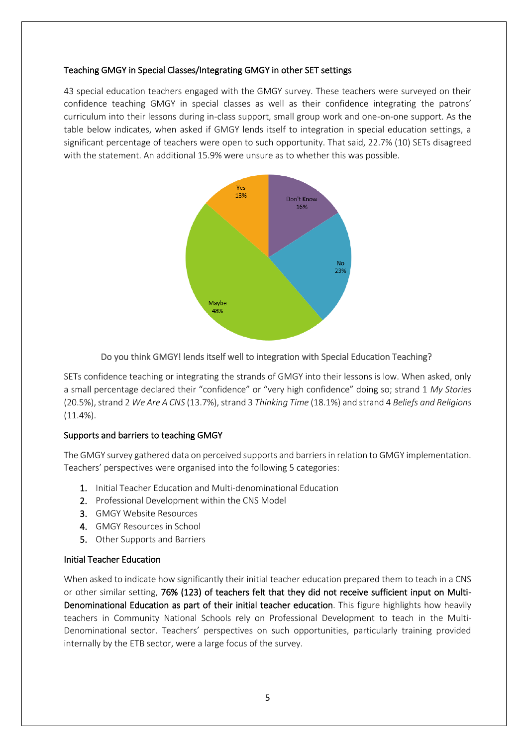### Teaching GMGY in Special Classes/Integrating GMGY in other SET settings

43 special education teachers engaged with the GMGY survey. These teachers were surveyed on their confidence teaching GMGY in special classes as well as their confidence integrating the patrons' curriculum into their lessons during in-class support, small group work and one-on-one support. As the table below indicates, when asked if GMGY lends itself to integration in special education settings, a significant percentage of teachers were open to such opportunity. That said, 22.7% (10) SETs disagreed with the statement. An additional 15.9% were unsure as to whether this was possible.

Yes 13%
Don't Know 16%
No 23%
Maybe 48%

Do you think GMGY! lends itself well to integration with Special Education Teaching?

SETs confidence teaching or integrating the strands of GMGY into their lessons is low. When asked, only a small percentage declared their "confidence" or "very high confidence" doing so; strand 1 *My Stories* (20.5%), strand 2 *We Are A CNS* (13.7%), strand 3 *Thinking Time* (18.1%) and strand 4 *Beliefs and Religions* (11.4%).

### Supports and barriers to teaching GMGY

The GMGY survey gathered data on perceived supports and barriers in relation to GMGY implementation. Teachers' perspectives were organised into the following 5 categories:

1. Initial Teacher Education and Multi-denominational Education
2. Professional Development within the CNS Model
3. GMGY Website Resources
4. GMGY Resources in School
5. Other Supports and Barriers

### Initial Teacher Education

When asked to indicate how significantly their initial teacher education prepared them to teach in a CNS or other similar setting, **76% (123) of teachers felt that they did not receive sufficient input on Multi-Denominational Education as part of their initial teacher education**. This figure highlights how heavily teachers in Community National Schools rely on Professional Development to teach in the Multi-Denominational sector. Teachers' perspectives on such opportunities, particularly training provided internally by the ETB sector, were a large focus of the survey.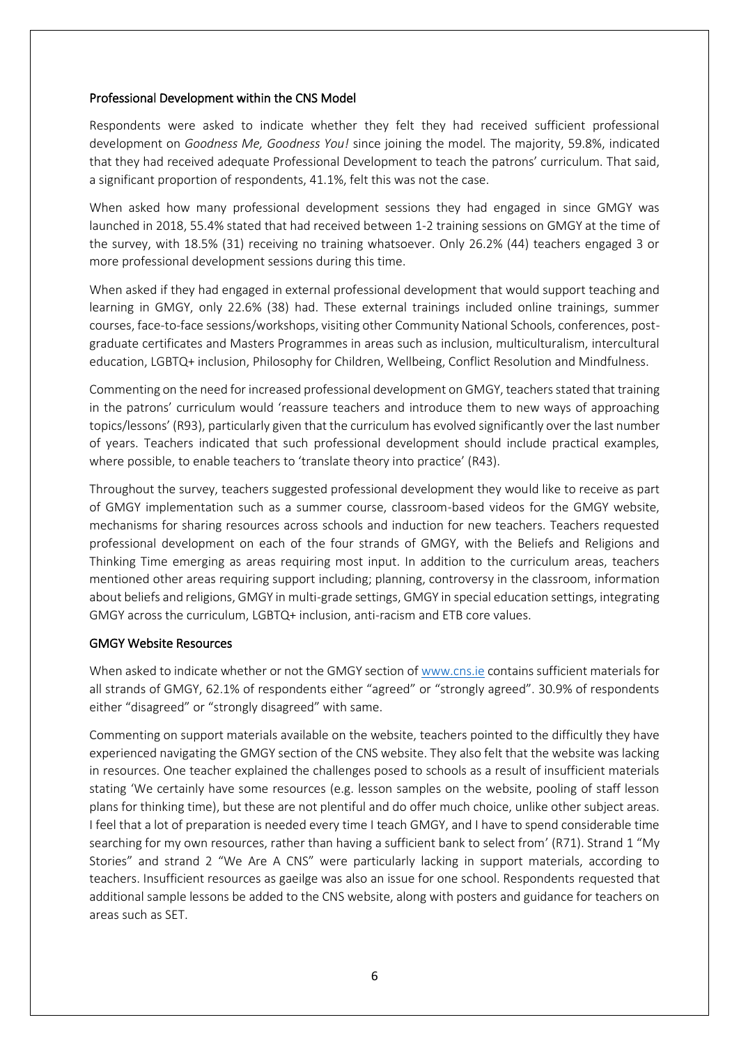### Professional Development within the CNS Model

Respondents were asked to indicate whether they felt they had received sufficient professional development on *Goodness Me, Goodness You!* since joining the model. The majority, 59.8%, indicated that they had received adequate Professional Development to teach the patrons' curriculum. That said, a significant proportion of respondents, 41.1%, felt this was not the case.

When asked how many professional development sessions they had engaged in since GMGY was launched in 2018, 55.4% stated that had received between 1-2 training sessions on GMGY at the time of the survey, with 18.5% (31) receiving no training whatsoever. Only 26.2% (44) teachers engaged 3 or more professional development sessions during this time.

When asked if they had engaged in external professional development that would support teaching and learning in GMGY, only 22.6% (38) had. These external trainings included online trainings, summer courses, face-to-face sessions/workshops, visiting other Community National Schools, conferences, post-graduate certificates and Masters Programmes in areas such as inclusion, multiculturalism, intercultural education, LGBTQ+ inclusion, Philosophy for Children, Wellbeing, Conflict Resolution and Mindfulness.

Commenting on the need for increased professional development on GMGY, teachers stated that training in the patrons' curriculum would 'reassure teachers and introduce them to new ways of approaching topics/lessons' (R93), particularly given that the curriculum has evolved significantly over the last number of years. Teachers indicated that such professional development should include practical examples, where possible, to enable teachers to 'translate theory into practice' (R43).

Throughout the survey, teachers suggested professional development they would like to receive as part of GMGY implementation such as a summer course, classroom-based videos for the GMGY website, mechanisms for sharing resources across schools and induction for new teachers. Teachers requested professional development on each of the four strands of GMGY, with the Beliefs and Religions and Thinking Time emerging as areas requiring most input. In addition to the curriculum areas, teachers mentioned other areas requiring support including; planning, controversy in the classroom, information about beliefs and religions, GMGY in multi-grade settings, GMGY in special education settings, integrating GMGY across the curriculum, LGBTQ+ inclusion, anti-racism and ETB core values.

### GMGY Website Resources

When asked to indicate whether or not the GMGY section of www.cns.ie contains sufficient materials for all strands of GMGY, 62.1% of respondents either "agreed" or "strongly agreed". 30.9% of respondents either "disagreed" or "strongly disagreed" with same.

Commenting on support materials available on the website, teachers pointed to the difficultly they have experienced navigating the GMGY section of the CNS website. They also felt that the website was lacking in resources. One teacher explained the challenges posed to schools as a result of insufficient materials stating 'We certainly have some resources (e.g. lesson samples on the website, pooling of staff lesson plans for thinking time), but these are not plentiful and do offer much choice, unlike other subject areas. I feel that a lot of preparation is needed every time I teach GMGY, and I have to spend considerable time searching for my own resources, rather than having a sufficient bank to select from' (R71). Strand 1 "My Stories" and strand 2 "We Are A CNS" were particularly lacking in support materials, according to teachers. Insufficient resources as gaeilge was also an issue for one school. Respondents requested that additional sample lessons be added to the CNS website, along with posters and guidance for teachers on areas such as SET.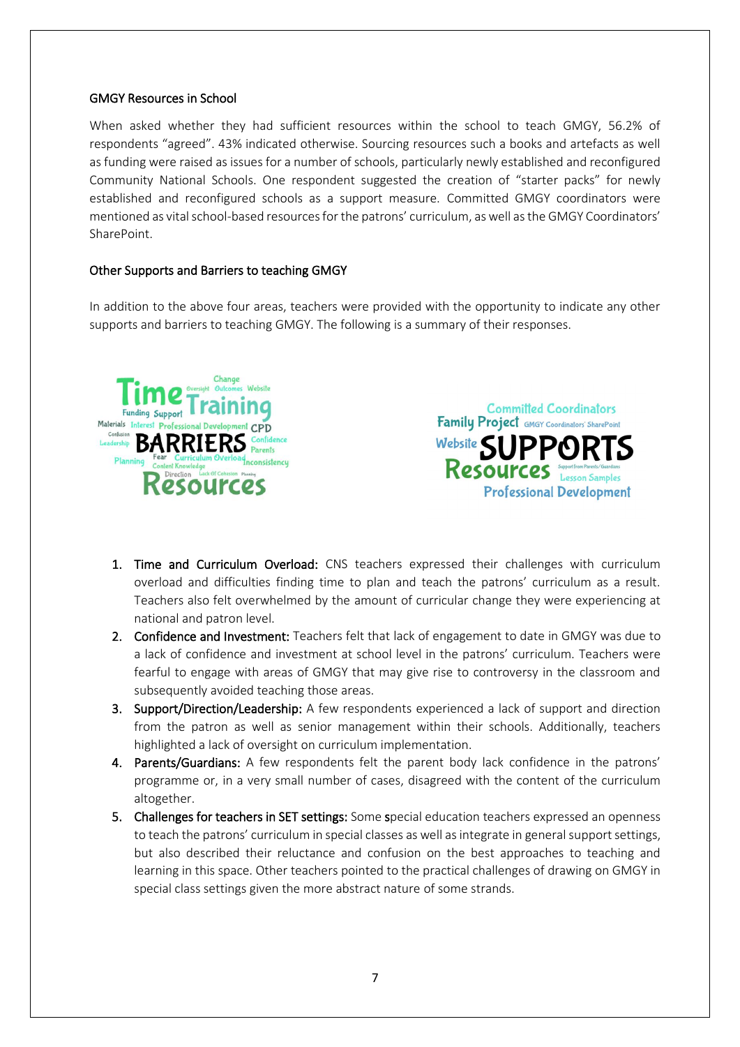### GMGY Resources in School

When asked whether they had sufficient resources within the school to teach GMGY, 56.2% of respondents "agreed". 43% indicated otherwise. Sourcing resources such a books and artefacts as well as funding were raised as issues for a number of schools, particularly newly established and reconfigured Community National Schools. One respondent suggested the creation of "starter packs" for newly established and reconfigured schools as a support measure. Committed GMGY coordinators were mentioned as vital school-based resources for the patrons' curriculum, as well as the GMGY Coordinators' SharePoint.

### Other Supports and Barriers to teaching GMGY

In addition to the above four areas, teachers were provided with the opportunity to indicate any other supports and barriers to teaching GMGY. The following is a summary of their responses.

Time Change Oversight Outcomes Website Training Funding Support Materials Interest Professional Development CPD Confusion Leadership BARRIERS Confidence Parents Planning Fear Curriculum Overload Content Knowledge Inconsistency Direction Lack Of Cohesion Planning Resources

Committed Coordinators Family Project GMGY Coordinators' SharePoint Website SUPPORTS Resources Support from Parents/Guardians Lesson Samples Professional Development

1. **Time and Curriculum Overload:** CNS teachers expressed their challenges with curriculum overload and difficulties finding time to plan and teach the patrons' curriculum as a result. Teachers also felt overwhelmed by the amount of curricular change they were experiencing at national and patron level.
2. **Confidence and Investment:** Teachers felt that lack of engagement to date in GMGY was due to a lack of confidence and investment at school level in the patrons' curriculum. Teachers were fearful to engage with areas of GMGY that may give rise to controversy in the classroom and subsequently avoided teaching those areas.
3. **Support/Direction/Leadership:** A few respondents experienced a lack of support and direction from the patron as well as senior management within their schools. Additionally, teachers highlighted a lack of oversight on curriculum implementation.
4. **Parents/Guardians:** A few respondents felt the parent body lack confidence in the patrons' programme or, in a very small number of cases, disagreed with the content of the curriculum altogether.
5. **Challenges for teachers in SET settings:** Some special education teachers expressed an openness to teach the patrons' curriculum in special classes as well as integrate in general support settings, but also described their reluctance and confusion on the best approaches to teaching and learning in this space. Other teachers pointed to the practical challenges of drawing on GMGY in special class settings given the more abstract nature of some strands.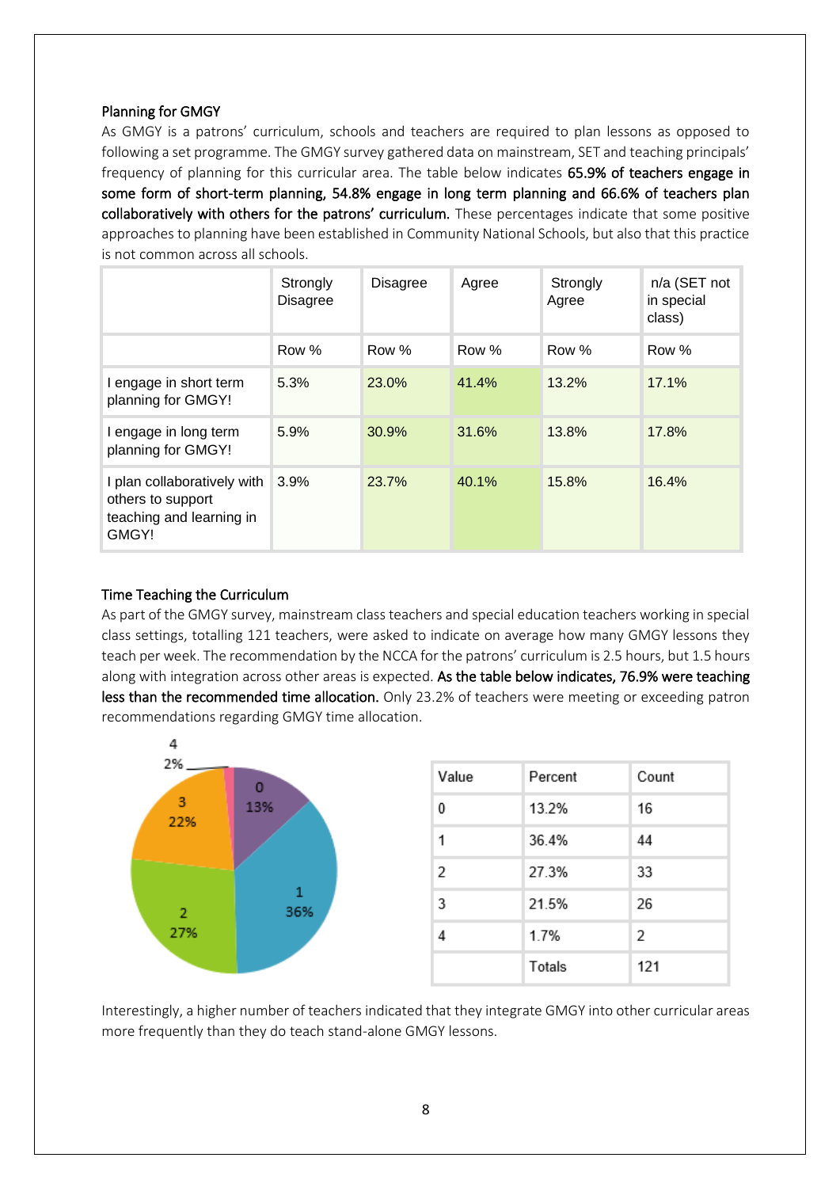## Planning for GMGY

As GMGY is a patrons' curriculum, schools and teachers are required to plan lessons as opposed to following a set programme. The GMGY survey gathered data on mainstream, SET and teaching principals' frequency of planning for this curricular area. The table below indicates **65.9% of teachers engage in some form of short-term planning, 54.8% engage in long term planning and 66.6% of teachers plan collaboratively with others for the patrons' curriculum.** These percentages indicate that some positive approaches to planning have been established in Community National Schools, but also that this practice is not common across all schools.

| | Strongly Disagree | Disagree | Agree | Strongly Agree | n/a (SET not in special class) |
|---|---|---|---|---|---|
| | Row % | Row % | Row % | Row % | Row % |
| I engage in short term planning for GMGY! | 5.3% | 23.0% | 41.4% | 13.2% | 17.1% |
| I engage in long term planning for GMGY! | 5.9% | 30.9% | 31.6% | 13.8% | 17.8% |
| I plan collaboratively with others to support teaching and learning in GMGY! | 3.9% | 23.7% | 40.1% | 15.8% | 16.4% |

## Time Teaching the Curriculum

As part of the GMGY survey, mainstream class teachers and special education teachers working in special class settings, totalling 121 teachers, were asked to indicate on average how many GMGY lessons they teach per week. The recommendation by the NCCA for the patrons' curriculum is 2.5 hours, but 1.5 hours along with integration across other areas is expected. **As the table below indicates, 76.9% were teaching less than the recommended time allocation.** Only 23.2% of teachers were meeting or exceeding patron recommendations regarding GMGY time allocation.

4
2%
0
13%
3
22%
1
36%
2
27%

| Value | Percent | Count |
|---|---|---|
| 0 | 13.2% | 16 |
| 1 | 36.4% | 44 |
| 2 | 27.3% | 33 |
| 3 | 21.5% | 26 |
| 4 | 1.7% | 2 |
| | Totals | 121 |

Interestingly, a higher number of teachers indicated that they integrate GMGY into other curricular areas more frequently than they do teach stand-alone GMGY lessons.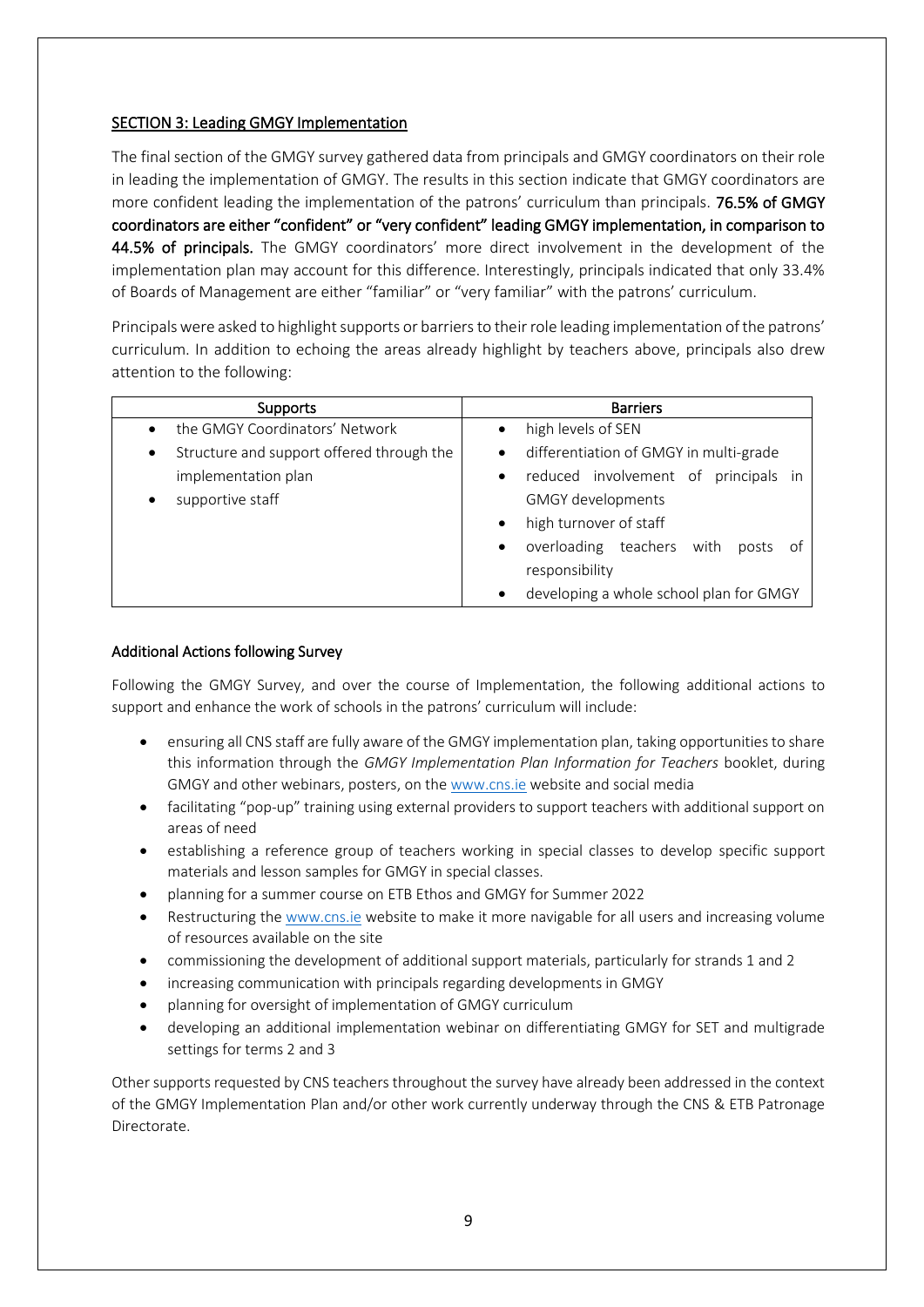## SECTION 3: Leading GMGY Implementation

The final section of the GMGY survey gathered data from principals and GMGY coordinators on their role in leading the implementation of GMGY. The results in this section indicate that GMGY coordinators are more confident leading the implementation of the patrons' curriculum than principals. **76.5% of GMGY coordinators are either "confident" or "very confident" leading GMGY implementation, in comparison to 44.5% of principals.** The GMGY coordinators' more direct involvement in the development of the implementation plan may account for this difference. Interestingly, principals indicated that only 33.4% of Boards of Management are either "familiar" or "very familiar" with the patrons' curriculum.

Principals were asked to highlight supports or barriers to their role leading implementation of the patrons' curriculum. In addition to echoing the areas already highlight by teachers above, principals also drew attention to the following:

| Supports | Barriers |
| --- | --- |
| • the GMGY Coordinators' Network<br>• Structure and support offered through the implementation plan<br>• supportive staff | • high levels of SEN<br>• differentiation of GMGY in multi-grade<br>• reduced involvement of principals in GMGY developments<br>• high turnover of staff<br>• overloading teachers with posts of responsibility<br>• developing a whole school plan for GMGY |

### Additional Actions following Survey

Following the GMGY Survey, and over the course of Implementation, the following additional actions to support and enhance the work of schools in the patrons' curriculum will include:

- ensuring all CNS staff are fully aware of the GMGY implementation plan, taking opportunities to share this information through the *GMGY Implementation Plan Information for Teachers* booklet, during GMGY and other webinars, posters, on the www.cns.ie website and social media
- facilitating "pop-up" training using external providers to support teachers with additional support on areas of need
- establishing a reference group of teachers working in special classes to develop specific support materials and lesson samples for GMGY in special classes.
- planning for a summer course on ETB Ethos and GMGY for Summer 2022
- Restructuring the www.cns.ie website to make it more navigable for all users and increasing volume of resources available on the site
- commissioning the development of additional support materials, particularly for strands 1 and 2
- increasing communication with principals regarding developments in GMGY
- planning for oversight of implementation of GMGY curriculum
- developing an additional implementation webinar on differentiating GMGY for SET and multigrade settings for terms 2 and 3

Other supports requested by CNS teachers throughout the survey have already been addressed in the context of the GMGY Implementation Plan and/or other work currently underway through the CNS & ETB Patronage Directorate.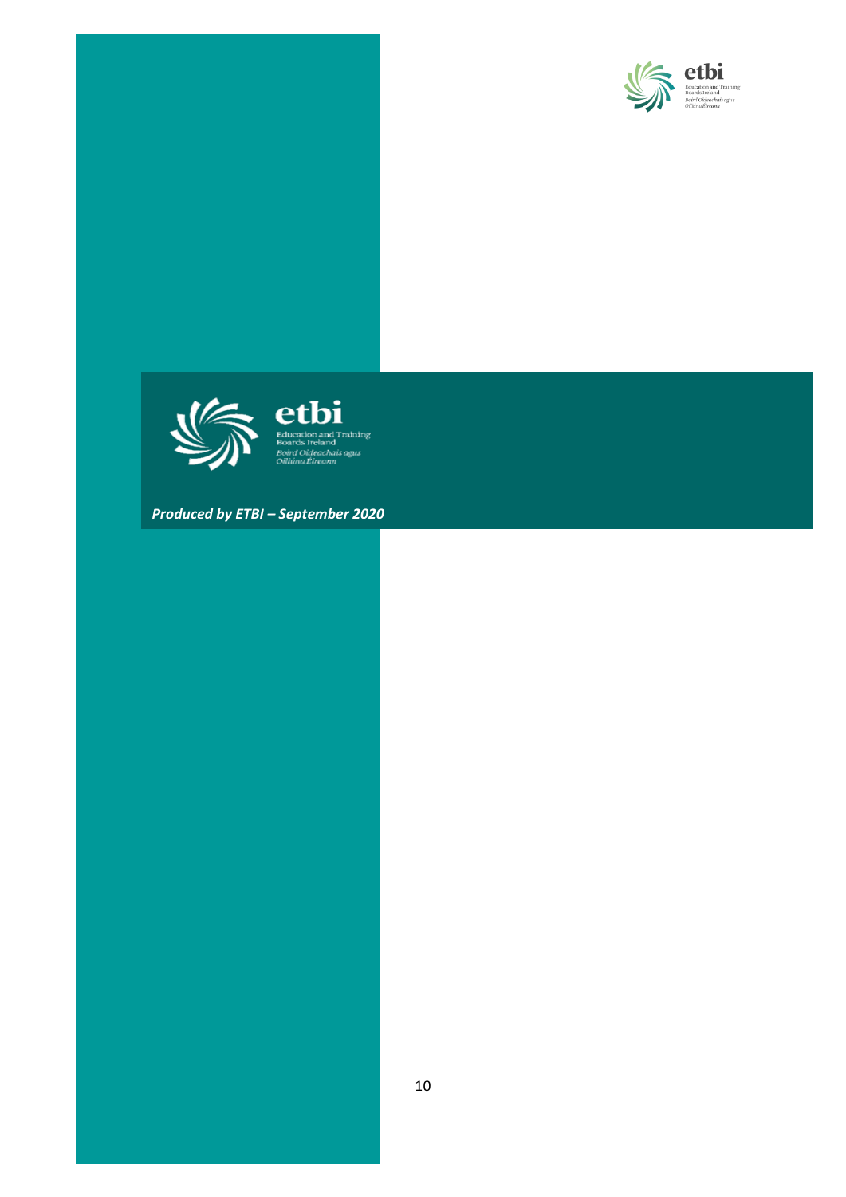etbi

Education and Training Boards Ireland

Boird Oideachais agus Oiliúna Éireann

***Produced by ETBI – September 2020***